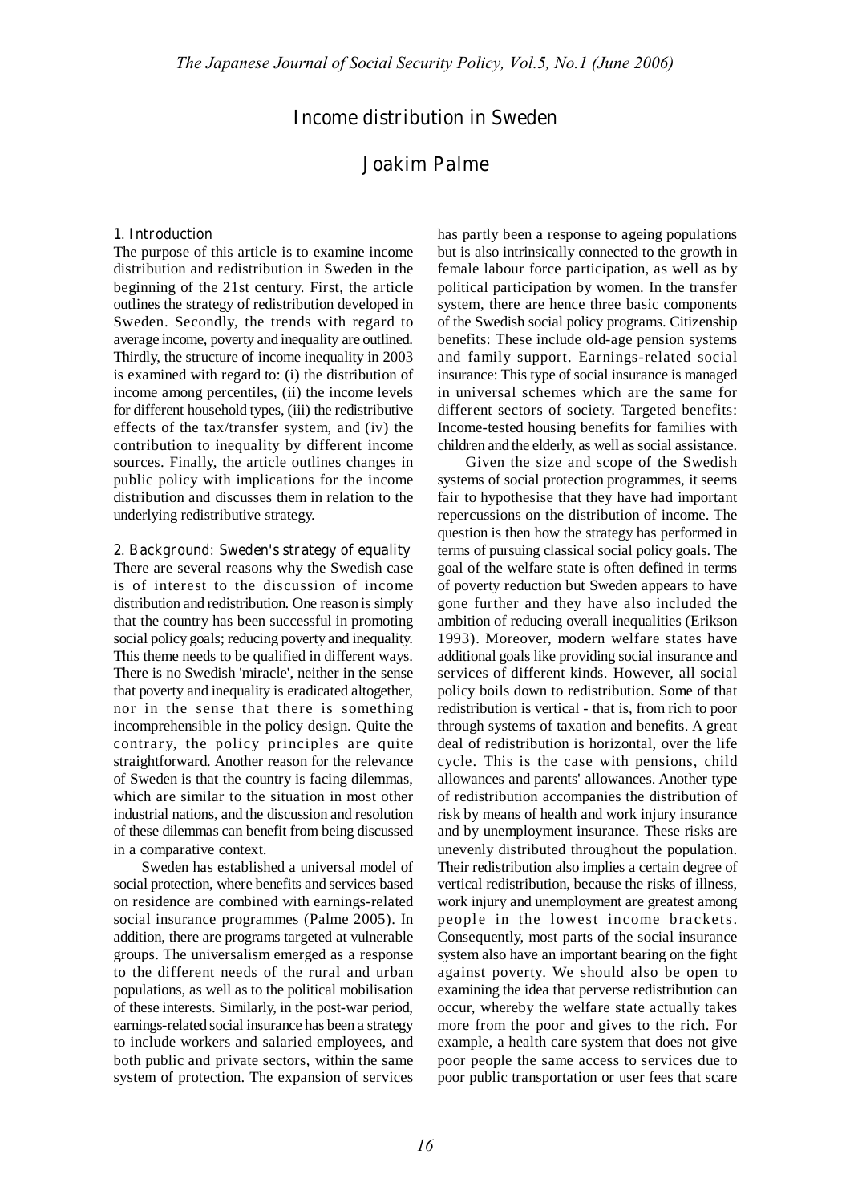# Income distribution in Sweden

## Joakim Palme

### 1. Introduction

The purpose of this article is to examine income distribution and redistribution in Sweden in the beginning of the 21st century. First, the article outlines the strategy of redistribution developed in Sweden. Secondly, the trends with regard to average income, poverty and inequality are outlined. Thirdly, the structure of income inequality in 2003 is examined with regard to: (i) the distribution of income among percentiles, (ii) the income levels for different household types, (iii) the redistributive effects of the tax/transfer system, and (iv) the contribution to inequality by different income sources. Finally, the article outlines changes in public policy with implications for the income distribution and discusses them in relation to the underlying redistributive strategy.

### 2. Background: Sweden's strategy of equality

There are several reasons why the Swedish case is of interest to the discussion of income distribution and redistribution. One reason is simply that the country has been successful in promoting social policy goals; reducing poverty and inequality. This theme needs to be qualified in different ways. There is no Swedish 'miracle', neither in the sense that poverty and inequality is eradicated altogether, nor in the sense that there is something incomprehensible in the policy design. Quite the contrary, the policy principles are quite straightforward. Another reason for the relevance of Sweden is that the country is facing dilemmas, which are similar to the situation in most other industrial nations, and the discussion and resolution of these dilemmas can benefit from being discussed in a comparative context.

Sweden has established a universal model of social protection, where benefits and services based on residence are combined with earnings-related social insurance programmes (Palme 2005). In addition, there are programs targeted at vulnerable groups. The universalism emerged as a response to the different needs of the rural and urban populations, as well as to the political mobilisation of these interests. Similarly, in the post-war period, earnings-related social insurance has been a strategy to include workers and salaried employees, and both public and private sectors, within the same system of protection. The expansion of services has partly been a response to ageing populations but is also intrinsically connected to the growth in female labour force participation, as well as by political participation by women. In the transfer system, there are hence three basic components of the Swedish social policy programs. Citizenship benefits: These include old-age pension systems and family support. Earnings-related social insurance: This type of social insurance is managed in universal schemes which are the same for different sectors of society. Targeted benefits: Income-tested housing benefits for families with children and the elderly, as well as social assistance.

Given the size and scope of the Swedish systems of social protection programmes, it seems fair to hypothesise that they have had important repercussions on the distribution of income. The question is then how the strategy has performed in terms of pursuing classical social policy goals. The goal of the welfare state is often defined in terms of poverty reduction but Sweden appears to have gone further and they have also included the ambition of reducing overall inequalities (Erikson 1993). Moreover, modern welfare states have additional goals like providing social insurance and services of different kinds. However, all social policy boils down to redistribution. Some of that redistribution is vertical - that is, from rich to poor through systems of taxation and benefits. A great deal of redistribution is horizontal, over the life cycle. This is the case with pensions, child allowances and parents' allowances. Another type of redistribution accompanies the distribution of risk by means of health and work injury insurance and by unemployment insurance. These risks are unevenly distributed throughout the population. Their redistribution also implies a certain degree of vertical redistribution, because the risks of illness, work injury and unemployment are greatest among people in the lowest income brackets. Consequently, most parts of the social insurance system also have an important bearing on the fight against poverty. We should also be open to examining the idea that perverse redistribution can occur, whereby the welfare state actually takes more from the poor and gives to the rich. For example, a health care system that does not give poor people the same access to services due to poor public transportation or user fees that scare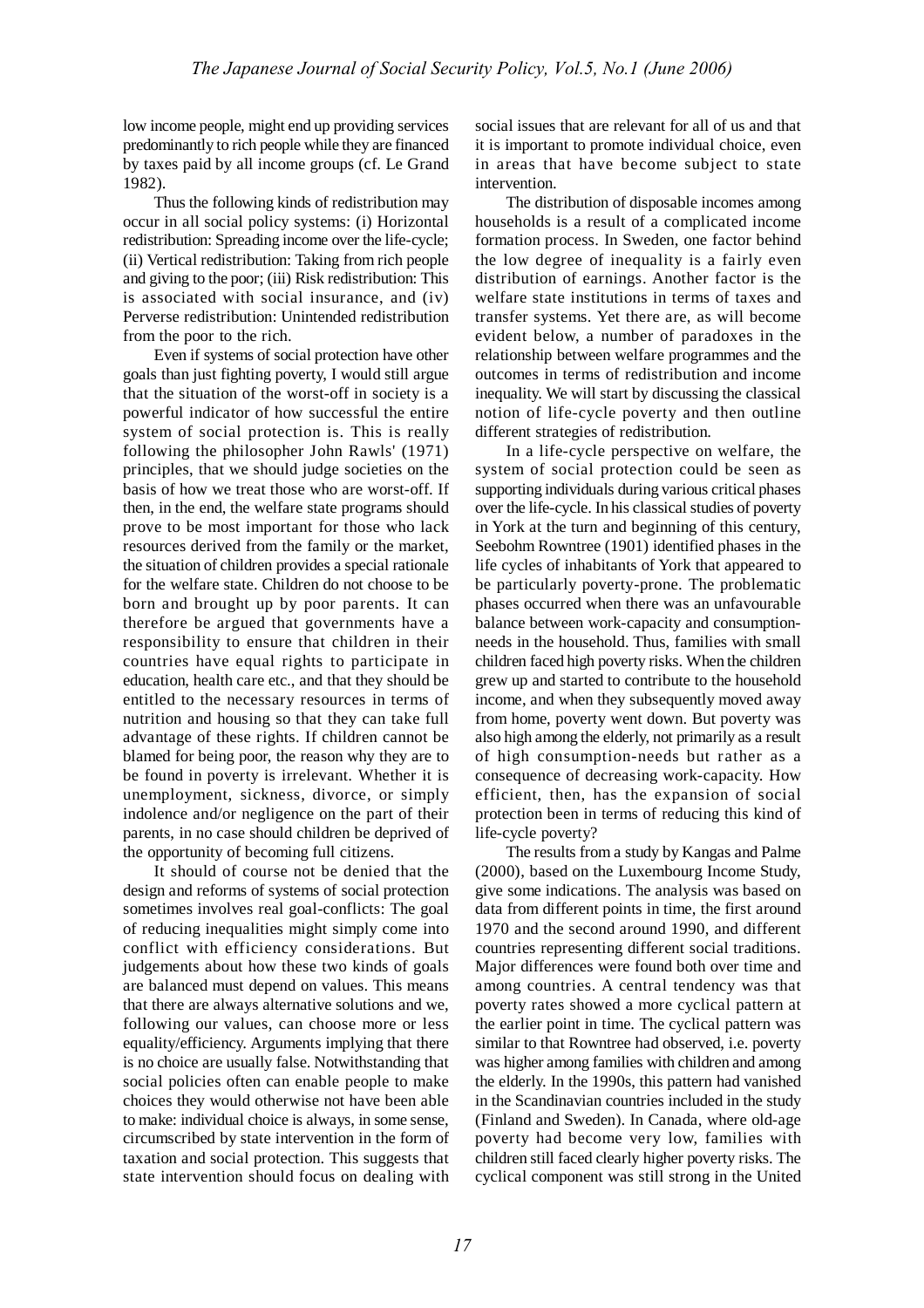low income people, might end up providing services predominantly to rich people while they are financed by taxes paid by all income groups (cf. Le Grand 1982).

Thus the following kinds of redistribution may occur in all social policy systems: (i) Horizontal redistribution: Spreading income over the life-cycle; (ii) Vertical redistribution: Taking from rich people and giving to the poor; (iii) Risk redistribution: This is associated with social insurance, and (iv) Perverse redistribution: Unintended redistribution from the poor to the rich.

Even if systems of social protection have other goals than just fighting poverty, I would still argue that the situation of the worst-off in society is a powerful indicator of how successful the entire system of social protection is. This is really following the philosopher John Rawls' (1971) principles, that we should judge societies on the basis of how we treat those who are worst-off. If then, in the end, the welfare state programs should prove to be most important for those who lack resources derived from the family or the market, the situation of children provides a special rationale for the welfare state. Children do not choose to be born and brought up by poor parents. It can therefore be argued that governments have a responsibility to ensure that children in their countries have equal rights to participate in education, health care etc., and that they should be entitled to the necessary resources in terms of nutrition and housing so that they can take full advantage of these rights. If children cannot be blamed for being poor, the reason why they are to be found in poverty is irrelevant. Whether it is unemployment, sickness, divorce, or simply indolence and/or negligence on the part of their parents, in no case should children be deprived of the opportunity of becoming full citizens.

It should of course not be denied that the design and reforms of systems of social protection sometimes involves real goal-conflicts: The goal of reducing inequalities might simply come into conflict with efficiency considerations. But judgements about how these two kinds of goals are balanced must depend on values. This means that there are always alternative solutions and we, following our values, can choose more or less equality/efficiency. Arguments implying that there is no choice are usually false. Notwithstanding that social policies often can enable people to make choices they would otherwise not have been able to make: individual choice is always, in some sense, circumscribed by state intervention in the form of taxation and social protection. This suggests that state intervention should focus on dealing with social issues that are relevant for all of us and that it is important to promote individual choice, even in areas that have become subject to state intervention.

The distribution of disposable incomes among households is a result of a complicated income formation process. In Sweden, one factor behind the low degree of inequality is a fairly even distribution of earnings. Another factor is the welfare state institutions in terms of taxes and transfer systems. Yet there are, as will become evident below, a number of paradoxes in the relationship between welfare programmes and the outcomes in terms of redistribution and income inequality. We will start by discussing the classical notion of life-cycle poverty and then outline different strategies of redistribution.

In a life-cycle perspective on welfare, the system of social protection could be seen as supporting individuals during various critical phases over the life-cycle. In his classical studies of poverty in York at the turn and beginning of this century, Seebohm Rowntree (1901) identified phases in the life cycles of inhabitants of York that appeared to be particularly poverty-prone. The problematic phases occurred when there was an unfavourable balance between work-capacity and consumption-needs in the household. Thus, families with small children faced high poverty risks. When the children grew up and started to contribute to the household income, and when they subsequently moved away from home, poverty went down. But poverty was also high among the elderly, not primarily as a result of high consumption-needs but rather as a consequence of decreasing work-capacity. How efficient, then, has the expansion of social protection been in terms of reducing this kind of life-cycle poverty?

The results from a study by Kangas and Palme (2000), based on the Luxembourg Income Study, give some indications. The analysis was based on data from different points in time, the first around 1970 and the second around 1990, and different countries representing different social traditions. Major differences were found both over time and among countries. A central tendency was that poverty rates showed a more cyclical pattern at the earlier point in time. The cyclical pattern was similar to that Rowntree had observed, i.e. poverty was higher among families with children and among the elderly. In the 1990s, this pattern had vanished in the Scandinavian countries included in the study (Finland and Sweden). In Canada, where old-age poverty had become very low, families with children still faced clearly higher poverty risks. The cyclical component was still strong in the United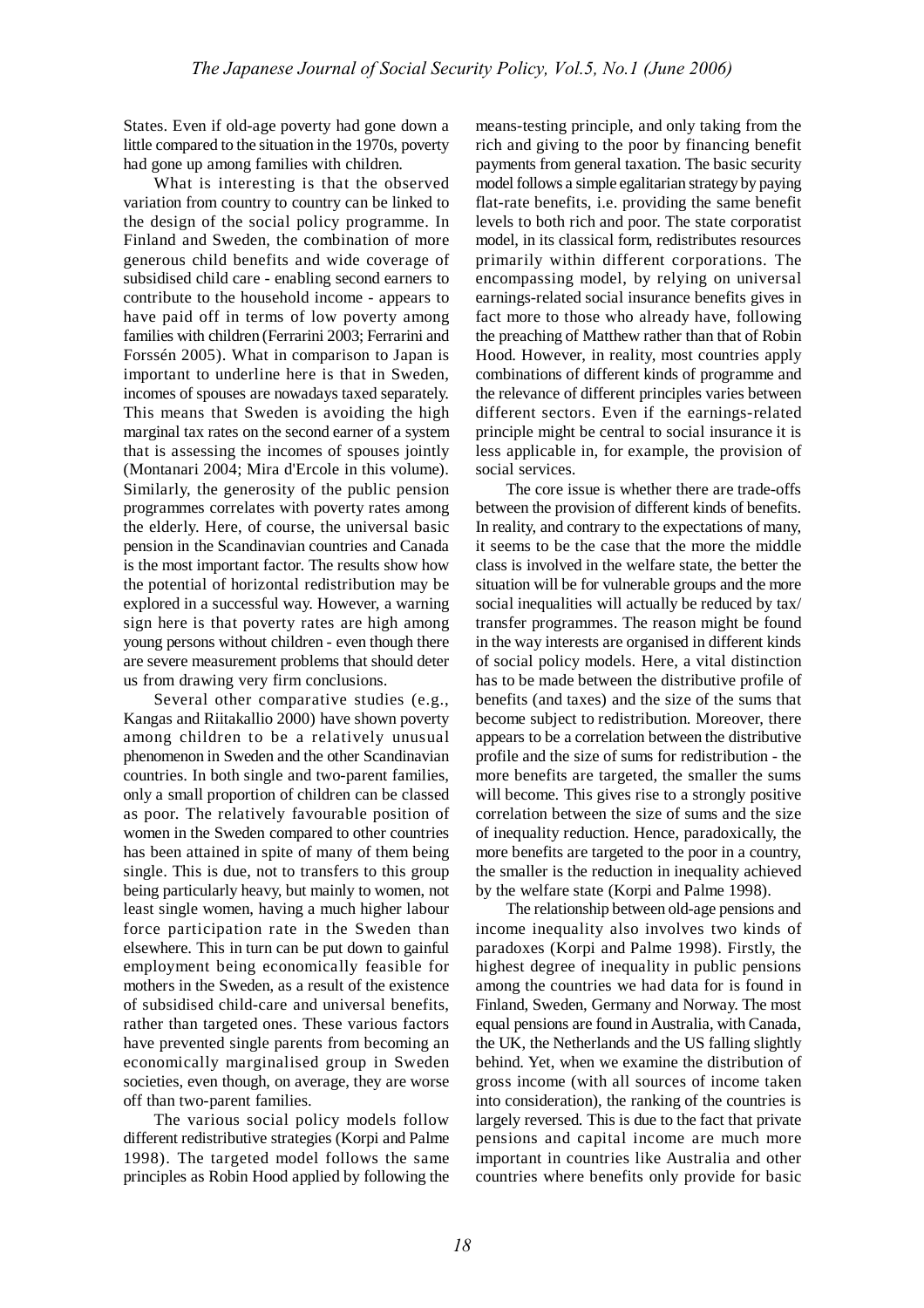States. Even if old-age poverty had gone down a little compared to the situation in the 1970s, poverty had gone up among families with children.

What is interesting is that the observed variation from country to country can be linked to the design of the social policy programme. In Finland and Sweden, the combination of more generous child benefits and wide coverage of subsidised child care - enabling second earners to contribute to the household income - appears to have paid off in terms of low poverty among families with children (Ferrarini 2003; Ferrarini and Forssén 2005). What in comparison to Japan is important to underline here is that in Sweden, incomes of spouses are nowadays taxed separately. This means that Sweden is avoiding the high marginal tax rates on the second earner of a system that is assessing the incomes of spouses jointly (Montanari 2004; Mira d'Ercole in this volume). Similarly, the generosity of the public pension programmes correlates with poverty rates among the elderly. Here, of course, the universal basic pension in the Scandinavian countries and Canada is the most important factor. The results show how the potential of horizontal redistribution may be explored in a successful way. However, a warning sign here is that poverty rates are high among young persons without children - even though there are severe measurement problems that should deter us from drawing very firm conclusions.

Several other comparative studies (e.g., Kangas and Riitakallio 2000) have shown poverty among children to be a relatively unusual phenomenon in Sweden and the other Scandinavian countries. In both single and two-parent families, only a small proportion of children can be classed as poor. The relatively favourable position of women in the Sweden compared to other countries has been attained in spite of many of them being single. This is due, not to transfers to this group being particularly heavy, but mainly to women, not least single women, having a much higher labour force participation rate in the Sweden than elsewhere. This in turn can be put down to gainful employment being economically feasible for mothers in the Sweden, as a result of the existence of subsidised child-care and universal benefits, rather than targeted ones. These various factors have prevented single parents from becoming an economically marginalised group in Sweden societies, even though, on average, they are worse off than two-parent families.

The various social policy models follow different redistributive strategies (Korpi and Palme 1998). The targeted model follows the same principles as Robin Hood applied by following the means-testing principle, and only taking from the rich and giving to the poor by financing benefit payments from general taxation. The basic security model follows a simple egalitarian strategy by paying flat-rate benefits, i.e. providing the same benefit levels to both rich and poor. The state corporatist model, in its classical form, redistributes resources primarily within different corporations. The encompassing model, by relying on universal earnings-related social insurance benefits gives in fact more to those who already have, following the preaching of Matthew rather than that of Robin Hood. However, in reality, most countries apply combinations of different kinds of programme and the relevance of different principles varies between different sectors. Even if the earnings-related principle might be central to social insurance it is less applicable in, for example, the provision of social services.

The core issue is whether there are trade-offs between the provision of different kinds of benefits. In reality, and contrary to the expectations of many, it seems to be the case that the more the middle class is involved in the welfare state, the better the situation will be for vulnerable groups and the more social inequalities will actually be reduced by tax/transfer programmes. The reason might be found in the way interests are organised in different kinds of social policy models. Here, a vital distinction has to be made between the distributive profile of benefits (and taxes) and the size of the sums that become subject to redistribution. Moreover, there appears to be a correlation between the distributive profile and the size of sums for redistribution - the more benefits are targeted, the smaller the sums will become. This gives rise to a strongly positive correlation between the size of sums and the size of inequality reduction. Hence, paradoxically, the more benefits are targeted to the poor in a country, the smaller is the reduction in inequality achieved by the welfare state (Korpi and Palme 1998).

The relationship between old-age pensions and income inequality also involves two kinds of paradoxes (Korpi and Palme 1998). Firstly, the highest degree of inequality in public pensions among the countries we had data for is found in Finland, Sweden, Germany and Norway. The most equal pensions are found in Australia, with Canada, the UK, the Netherlands and the US falling slightly behind. Yet, when we examine the distribution of gross income (with all sources of income taken into consideration), the ranking of the countries is largely reversed. This is due to the fact that private pensions and capital income are much more important in countries like Australia and other countries where benefits only provide for basic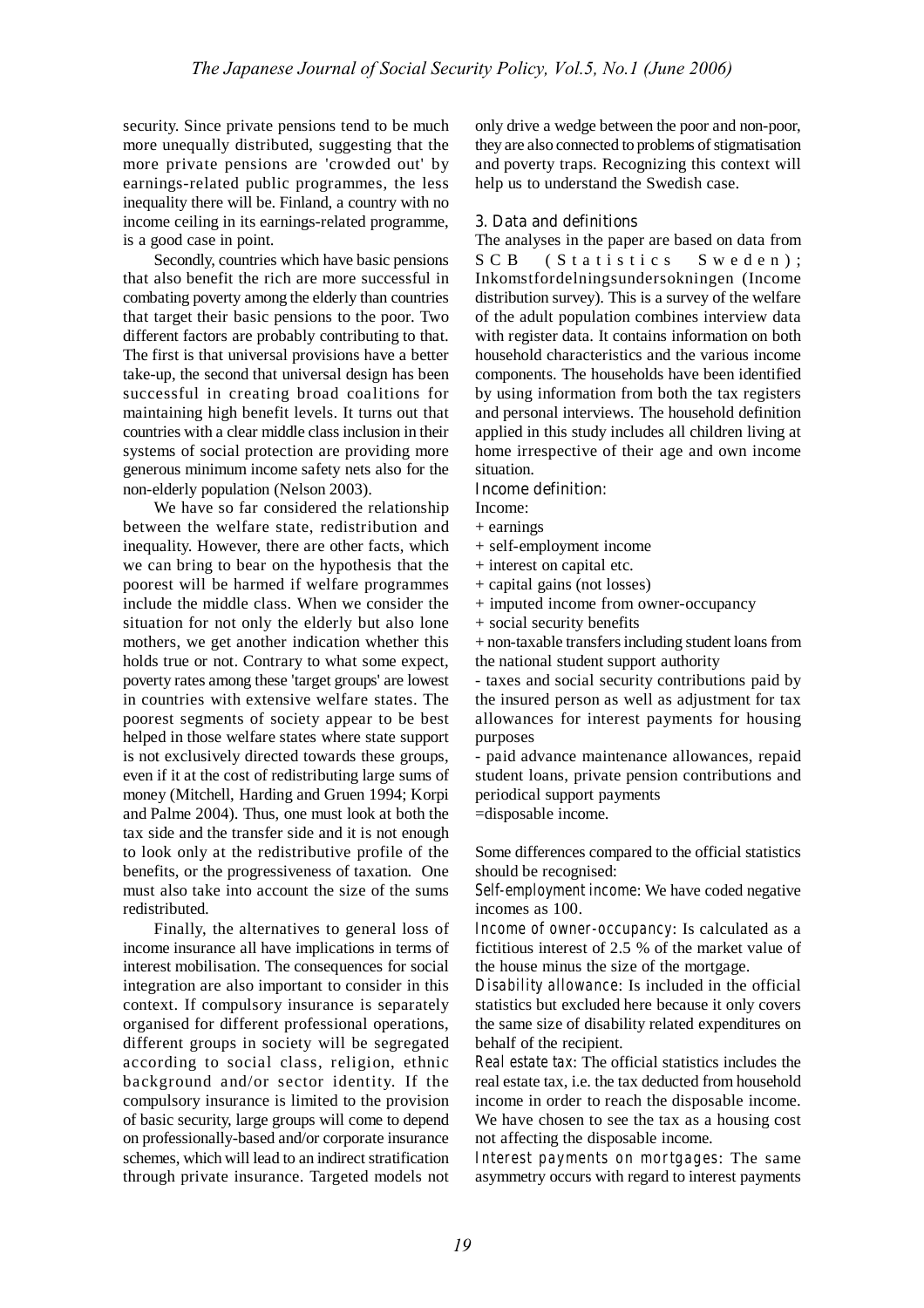security. Since private pensions tend to be much more unequally distributed, suggesting that the more private pensions are 'crowded out' by earnings-related public programmes, the less inequality there will be. Finland, a country with no income ceiling in its earnings-related programme, is a good case in point.

Secondly, countries which have basic pensions that also benefit the rich are more successful in combating poverty among the elderly than countries that target their basic pensions to the poor. Two different factors are probably contributing to that. The first is that universal provisions have a better take-up, the second that universal design has been successful in creating broad coalitions for maintaining high benefit levels. It turns out that countries with a clear middle class inclusion in their systems of social protection are providing more generous minimum income safety nets also for the non-elderly population (Nelson 2003).

We have so far considered the relationship between the welfare state, redistribution and inequality. However, there are other facts, which we can bring to bear on the hypothesis that the poorest will be harmed if welfare programmes include the middle class. When we consider the situation for not only the elderly but also lone mothers, we get another indication whether this holds true or not. Contrary to what some expect, poverty rates among these 'target groups' are lowest in countries with extensive welfare states. The poorest segments of society appear to be best helped in those welfare states where state support is not exclusively directed towards these groups, even if it at the cost of redistributing large sums of money (Mitchell, Harding and Gruen 1994; Korpi and Palme 2004). Thus, one must look at both the tax side and the transfer side and it is not enough to look only at the redistributive profile of the benefits, or the progressiveness of taxation. One must also take into account the size of the sums redistributed.

Finally, the alternatives to general loss of income insurance all have implications in terms of interest mobilisation. The consequences for social integration are also important to consider in this context. If compulsory insurance is separately organised for different professional operations, different groups in society will be segregated according to social class, religion, ethnic background and/or sector identity. If the compulsory insurance is limited to the provision of basic security, large groups will come to depend on professionally-based and/or corporate insurance schemes, which will lead to an indirect stratification through private insurance. Targeted models not only drive a wedge between the poor and non-poor, they are also connected to problems of stigmatisation and poverty traps. Recognizing this context will help us to understand the Swedish case.

## 3. Data and definitions

The analyses in the paper are based on data from SCB (Statistics Sweden); Inkomstfordelningsundersokningen (Income distribution survey). This is a survey of the welfare of the adult population combines interview data with register data. It contains information on both household characteristics and the various income components. The households have been identified by using information from both the tax registers and personal interviews. The household definition applied in this study includes all children living at home irrespective of their age and own income situation.

Income definition:

Income:
+ earnings
+ self-employment income
+ interest on capital etc.
+ capital gains (not losses)
+ imputed income from owner-occupancy
+ social security benefits
+ non-taxable transfers including student loans from the national student support authority
- taxes and social security contributions paid by the insured person as well as adjustment for tax allowances for interest payments for housing purposes
- paid advance maintenance allowances, repaid student loans, private pension contributions and periodical support payments
=disposable income.

Some differences compared to the official statistics should be recognised:

Self-employment income: We have coded negative incomes as 100.

Income of owner-occupancy: Is calculated as a fictitious interest of 2.5 % of the market value of the house minus the size of the mortgage.

Disability allowance: Is included in the official statistics but excluded here because it only covers the same size of disability related expenditures on behalf of the recipient.

Real estate tax: The official statistics includes the real estate tax, i.e. the tax deducted from household income in order to reach the disposable income. We have chosen to see the tax as a housing cost not affecting the disposable income.

Interest payments on mortgages: The same asymmetry occurs with regard to interest payments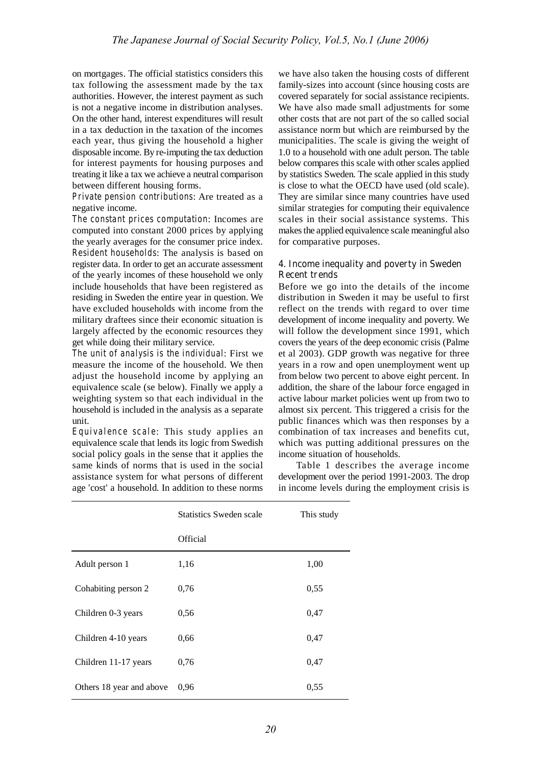on mortgages. The official statistics considers this tax following the assessment made by the tax authorities. However, the interest payment as such is not a negative income in distribution analyses. On the other hand, interest expenditures will result in a tax deduction in the taxation of the incomes each year, thus giving the household a higher disposable income. By re-imputing the tax deduction for interest payments for housing purposes and treating it like a tax we achieve a neutral comparison between different housing forms.

*Private pension contributions*: Are treated as a negative income.

*The constant prices computation*: Incomes are computed into constant 2000 prices by applying the yearly averages for the consumer price index.

*Resident households*: The analysis is based on register data. In order to get an accurate assessment of the yearly incomes of these household we only include households that have been registered as residing in Sweden the entire year in question. We have excluded households with income from the military draftees since their economic situation is largely affected by the economic resources they get while doing their military service.

*The unit of analysis is the individual*: First we measure the income of the household. We then adjust the household income by applying an equivalence scale (se below). Finally we apply a weighting system so that each individual in the household is included in the analysis as a separate unit.

*Equivalence scale*: This study applies an equivalence scale that lends its logic from Swedish social policy goals in the sense that it applies the same kinds of norms that is used in the social assistance system for what persons of different age 'cost' a household. In addition to these norms we have also taken the housing costs of different family-sizes into account (since housing costs are covered separately for social assistance recipients. We have also made small adjustments for some other costs that are not part of the so called social assistance norm but which are reimbursed by the municipalities. The scale is giving the weight of 1.0 to a household with one adult person. The table below compares this scale with other scales applied by statistics Sweden. The scale applied in this study is close to what the OECD have used (old scale). They are similar since many countries have used similar strategies for computing their equivalence scales in their social assistance systems. This makes the applied equivalence scale meaningful also for comparative purposes.

| | Statistics Sweden scale<br>Official | This study |
|---|---|---|
| Adult person 1 | 1,16 | 1,00 |
| Cohabiting person 2 | 0,76 | 0,55 |
| Children 0-3 years | 0,56 | 0,47 |
| Children 4-10 years | 0,66 | 0,47 |
| Children 11-17 years | 0,76 | 0,47 |
| Others 18 year and above | 0,96 | 0,55 |

## 4. Income inequality and poverty in Sweden

### Recent trends

Before we go into the details of the income distribution in Sweden it may be useful to first reflect on the trends with regard to over time development of income inequality and poverty. We will follow the development since 1991, which covers the years of the deep economic crisis (Palme et al 2003). GDP growth was negative for three years in a row and open unemployment went up from below two percent to above eight percent. In addition, the share of the labour force engaged in active labour market policies went up from two to almost six percent. This triggered a crisis for the public finances which was then responses by a combination of tax increases and benefits cut, which was putting additional pressures on the income situation of households.

Table 1 describes the average income development over the period 1991-2003. The drop in income levels during the employment crisis is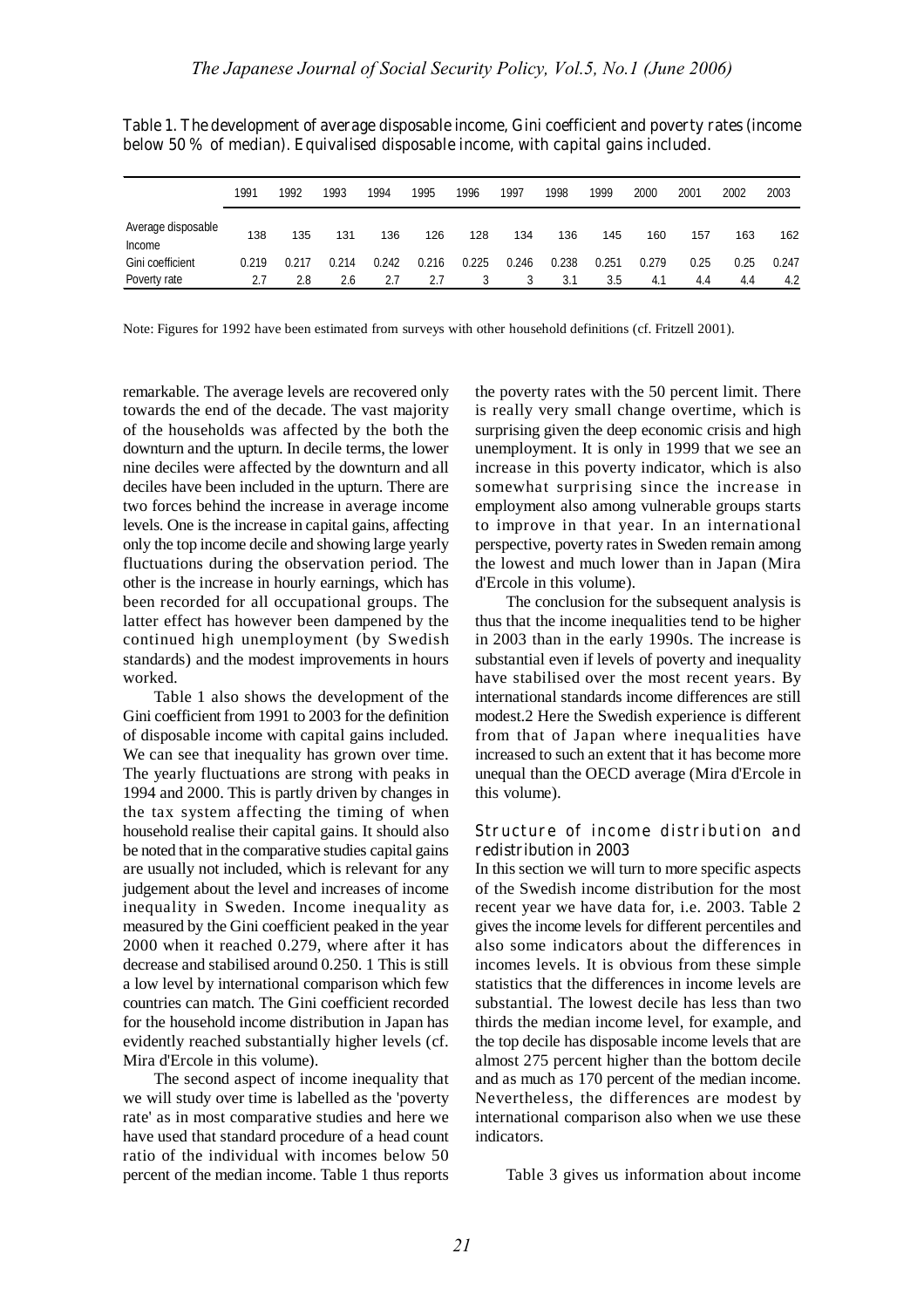Table 1. The development of average disposable income, Gini coefficient and poverty rates (income below 50 % of median). Equivalised disposable income, with capital gains included.

| | 1991 | 1992 | 1993 | 1994 | 1995 | 1996 | 1997 | 1998 | 1999 | 2000 | 2001 | 2002 | 2003 |
|---|---|---|---|---|---|---|---|---|---|---|---|---|---|
| Average disposable Income | 138 | 135 | 131 | 136 | 126 | 128 | 134 | 136 | 145 | 160 | 157 | 163 | 162 |
| Gini coefficient | 0.219 | 0.217 | 0.214 | 0.242 | 0.216 | 0.225 | 0.246 | 0.238 | 0.251 | 0.279 | 0.25 | 0.25 | 0.247 |
| Poverty rate | 2.7 | 2.8 | 2.6 | 2.7 | 2.7 | 3 | 3 | 3.1 | 3.5 | 4.1 | 4.4 | 4.4 | 4.2 |

Note: Figures for 1992 have been estimated from surveys with other household definitions (cf. Fritzell 2001).

remarkable. The average levels are recovered only towards the end of the decade. The vast majority of the households was affected by the both the downturn and the upturn. In decile terms, the lower nine deciles were affected by the downturn and all deciles have been included in the upturn. There are two forces behind the increase in average income levels. One is the increase in capital gains, affecting only the top income decile and showing large yearly fluctuations during the observation period. The other is the increase in hourly earnings, which has been recorded for all occupational groups. The latter effect has however been dampened by the continued high unemployment (by Swedish standards) and the modest improvements in hours worked.

Table 1 also shows the development of the Gini coefficient from 1991 to 2003 for the definition of disposable income with capital gains included. We can see that inequality has grown over time. The yearly fluctuations are strong with peaks in 1994 and 2000. This is partly driven by changes in the tax system affecting the timing of when household realise their capital gains. It should also be noted that in the comparative studies capital gains are usually not included, which is relevant for any judgement about the level and increases of income inequality in Sweden. Income inequality as measured by the Gini coefficient peaked in the year 2000 when it reached 0.279, where after it has decrease and stabilised around 0.250. 1 This is still a low level by international comparison which few countries can match. The Gini coefficient recorded for the household income distribution in Japan has evidently reached substantially higher levels (cf. Mira d'Ercole in this volume).

The second aspect of income inequality that we will study over time is labelled as the 'poverty rate' as in most comparative studies and here we have used that standard procedure of a head count ratio of the individual with incomes below 50 percent of the median income. Table 1 thus reports the poverty rates with the 50 percent limit. There is really very small change overtime, which is surprising given the deep economic crisis and high unemployment. It is only in 1999 that we see an increase in this poverty indicator, which is also somewhat surprising since the increase in employment also among vulnerable groups starts to improve in that year. In an international perspective, poverty rates in Sweden remain among the lowest and much lower than in Japan (Mira d'Ercole in this volume).

The conclusion for the subsequent analysis is thus that the income inequalities tend to be higher in 2003 than in the early 1990s. The increase is substantial even if levels of poverty and inequality have stabilised over the most recent years. By international standards income differences are still modest.2 Here the Swedish experience is different from that of Japan where inequalities have increased to such an extent that it has become more unequal than the OECD average (Mira d'Ercole in this volume).

## Structure of income distribution and redistribution in 2003

In this section we will turn to more specific aspects of the Swedish income distribution for the most recent year we have data for, i.e. 2003. Table 2 gives the income levels for different percentiles and also some indicators about the differences in incomes levels. It is obvious from these simple statistics that the differences in income levels are substantial. The lowest decile has less than two thirds the median income level, for example, and the top decile has disposable income levels that are almost 275 percent higher than the bottom decile and as much as 170 percent of the median income. Nevertheless, the differences are modest by international comparison also when we use these indicators.

Table 3 gives us information about income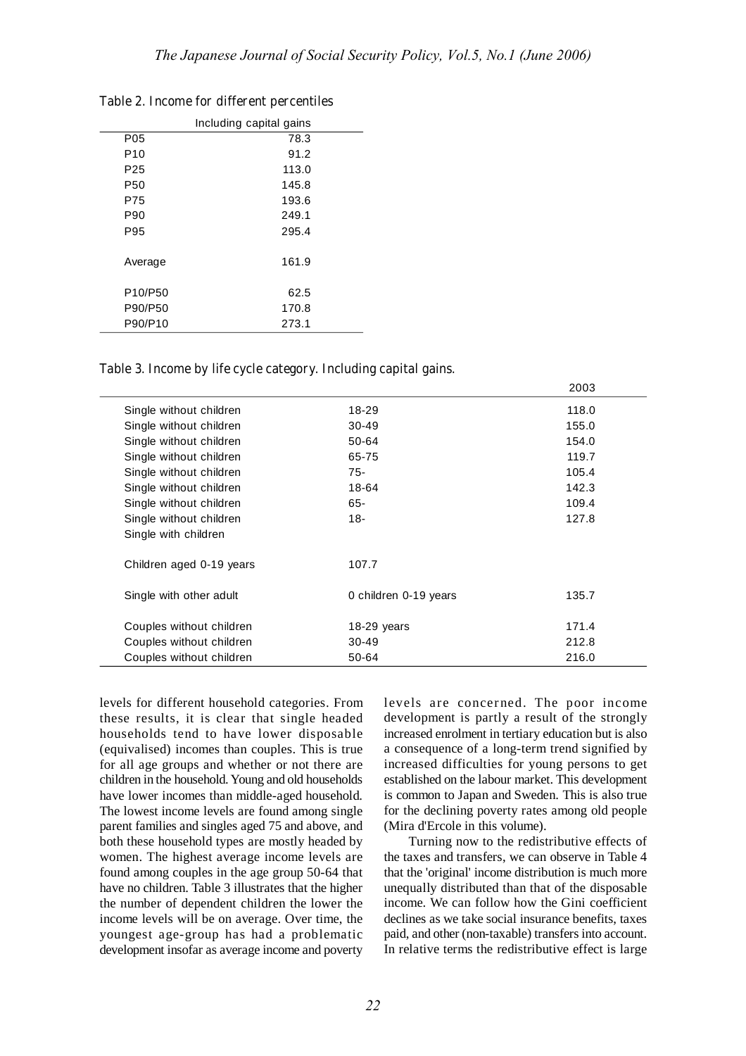Table 2. Income for different percentiles

| | Including capital gains |
|---|---|
| P05 | 78.3 |
| P10 | 91.2 |
| P25 | 113.0 |
| P50 | 145.8 |
| P75 | 193.6 |
| P90 | 249.1 |
| P95 | 295.4 |
| | |
| Average | 161.9 |
| | |
| P10/P50 | 62.5 |
| P90/P50 | 170.8 |
| P90/P10 | 273.1 |

Table 3. Income by life cycle category. Including capital gains.

| | | 2003 |
|---|---|---|
| Single without children | 18-29 | 118.0 |
| Single without children | 30-49 | 155.0 |
| Single without children | 50-64 | 154.0 |
| Single without children | 65-75 | 119.7 |
| Single without children | 75- | 105.4 |
| Single without children | 18-64 | 142.3 |
| Single without children | 65- | 109.4 |
| Single without children | 18- | 127.8 |
| Single with children | | |
| | | |
| Children aged 0-19 years | 107.7 | |
| | | |
| Single with other adult | 0 children 0-19 years | 135.7 |
| | | |
| Couples without children | 18-29 years | 171.4 |
| Couples without children | 30-49 | 212.8 |
| Couples without children | 50-64 | 216.0 |

levels for different household categories. From these results, it is clear that single headed households tend to have lower disposable (equivalised) incomes than couples. This is true for all age groups and whether or not there are children in the household. Young and old households have lower incomes than middle-aged household. The lowest income levels are found among single parent families and singles aged 75 and above, and both these household types are mostly headed by women. The highest average income levels are found among couples in the age group 50-64 that have no children. Table 3 illustrates that the higher the number of dependent children the lower the income levels will be on average. Over time, the youngest age-group has had a problematic development insofar as average income and poverty levels are concerned. The poor income development is partly a result of the strongly increased enrolment in tertiary education but is also a consequence of a long-term trend signified by increased difficulties for young persons to get established on the labour market. This development is common to Japan and Sweden. This is also true for the declining poverty rates among old people (Mira d'Ercole in this volume).

Turning now to the redistributive effects of the taxes and transfers, we can observe in Table 4 that the 'original' income distribution is much more unequally distributed than that of the disposable income. We can follow how the Gini coefficient declines as we take social insurance benefits, taxes paid, and other (non-taxable) transfers into account. In relative terms the redistributive effect is large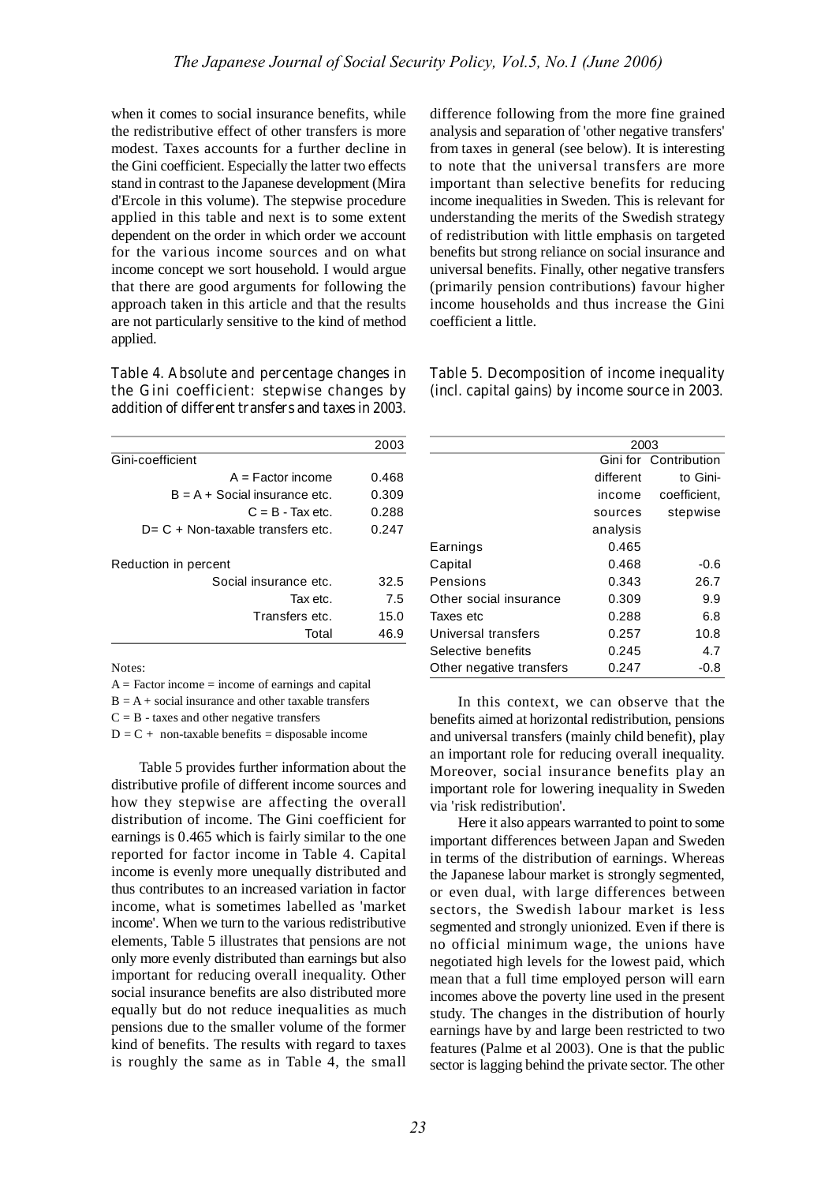when it comes to social insurance benefits, while the redistributive effect of other transfers is more modest. Taxes accounts for a further decline in the Gini coefficient. Especially the latter two effects stand in contrast to the Japanese development (Mira d'Ercole in this volume). The stepwise procedure applied in this table and next is to some extent dependent on the order in which order we account for the various income sources and on what income concept we sort household. I would argue that there are good arguments for following the approach taken in this article and that the results are not particularly sensitive to the kind of method applied.

Table 4. Absolute and percentage changes in the Gini coefficient: stepwise changes by addition of different transfers and taxes in 2003.

| | 2003 |
|---|---|
| Gini-coefficient | |
| A = Factor income | 0.468 |
| B = A + Social insurance etc. | 0.309 |
| C = B - Tax etc. | 0.288 |
| D= C + Non-taxable transfers etc. | 0.247 |
| | |
| Reduction in percent | |
| Social insurance etc. | 32.5 |
| Tax etc. | 7.5 |
| Transfers etc. | 15.0 |
| Total | 46.9 |

Notes:

A = Factor income = income of earnings and capital

B = A + social insurance and other taxable transfers

C = B - taxes and other negative transfers

D = C + non-taxable benefits = disposable income

Table 5 provides further information about the distributive profile of different income sources and how they stepwise are affecting the overall distribution of income. The Gini coefficient for earnings is 0.465 which is fairly similar to the one reported for factor income in Table 4. Capital income is evenly more unequally distributed and thus contributes to an increased variation in factor income, what is sometimes labelled as 'market income'. When we turn to the various redistributive elements, Table 5 illustrates that pensions are not only more evenly distributed than earnings but also important for reducing overall inequality. Other social insurance benefits are also distributed more equally but do not reduce inequalities as much pensions due to the smaller volume of the former kind of benefits. The results with regard to taxes is roughly the same as in Table 4, the small difference following from the more fine grained analysis and separation of 'other negative transfers' from taxes in general (see below). It is interesting to note that the universal transfers are more important than selective benefits for reducing income inequalities in Sweden. This is relevant for understanding the merits of the Swedish strategy of redistribution with little emphasis on targeted benefits but strong reliance on social insurance and universal benefits. Finally, other negative transfers (primarily pension contributions) favour higher income households and thus increase the Gini coefficient a little.

Table 5. Decomposition of income inequality (incl. capital gains) by income source in 2003.

| | 2003 | |
|---|---|---|
| | Gini for different income sources analysis | Contribution to Gini-coefficient, stepwise |
| Earnings | 0.465 | |
| Capital | 0.468 | -0.6 |
| Pensions | 0.343 | 26.7 |
| Other social insurance | 0.309 | 9.9 |
| Taxes etc | 0.288 | 6.8 |
| Universal transfers | 0.257 | 10.8 |
| Selective benefits | 0.245 | 4.7 |
| Other negative transfers | 0.247 | -0.8 |

In this context, we can observe that the benefits aimed at horizontal redistribution, pensions and universal transfers (mainly child benefit), play an important role for reducing overall inequality. Moreover, social insurance benefits play an important role for lowering inequality in Sweden via 'risk redistribution'.

Here it also appears warranted to point to some important differences between Japan and Sweden in terms of the distribution of earnings. Whereas the Japanese labour market is strongly segmented, or even dual, with large differences between sectors, the Swedish labour market is less segmented and strongly unionized. Even if there is no official minimum wage, the unions have negotiated high levels for the lowest paid, which mean that a full time employed person will earn incomes above the poverty line used in the present study. The changes in the distribution of hourly earnings have by and large been restricted to two features (Palme et al 2003). One is that the public sector is lagging behind the private sector. The other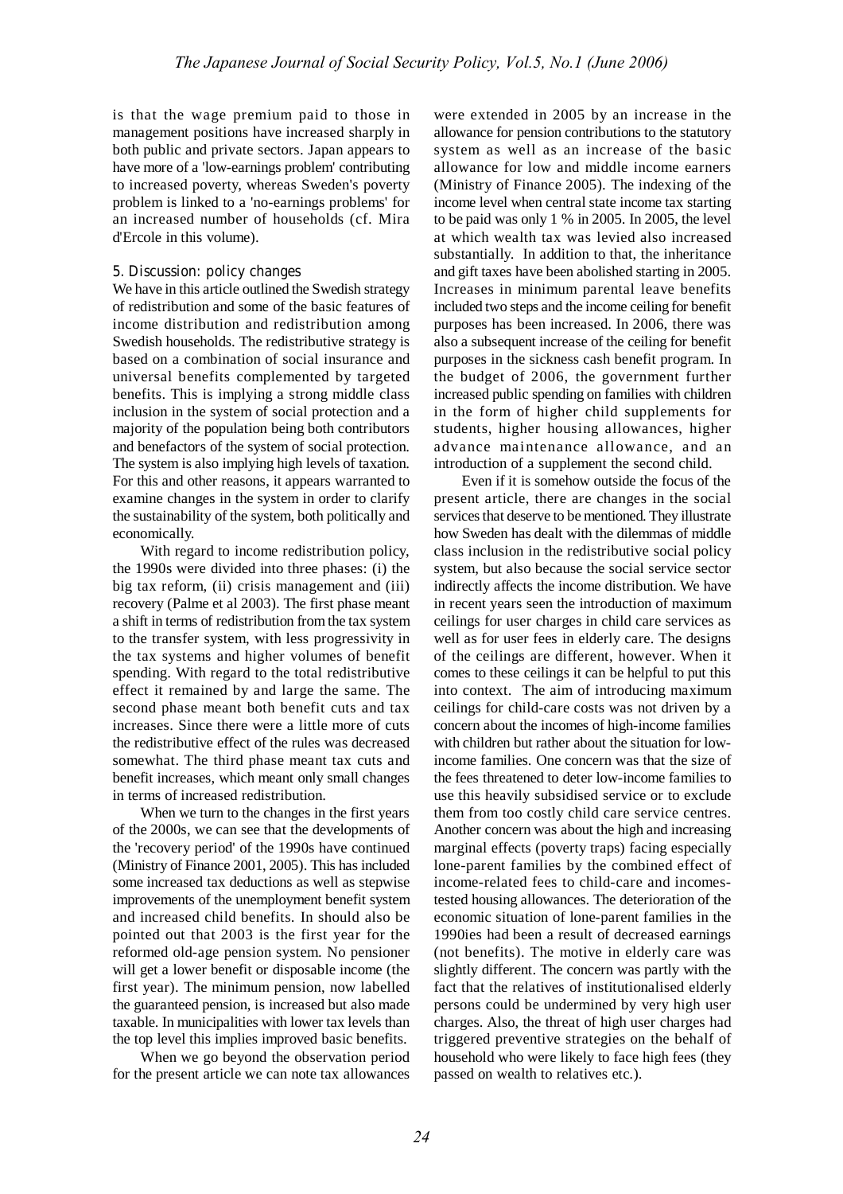is that the wage premium paid to those in management positions have increased sharply in both public and private sectors. Japan appears to have more of a 'low-earnings problem' contributing to increased poverty, whereas Sweden's poverty problem is linked to a 'no-earnings problems' for an increased number of households (cf. Mira d'Ercole in this volume).

## 5. Discussion: policy changes

We have in this article outlined the Swedish strategy of redistribution and some of the basic features of income distribution and redistribution among Swedish households. The redistributive strategy is based on a combination of social insurance and universal benefits complemented by targeted benefits. This is implying a strong middle class inclusion in the system of social protection and a majority of the population being both contributors and benefactors of the system of social protection. The system is also implying high levels of taxation. For this and other reasons, it appears warranted to examine changes in the system in order to clarify the sustainability of the system, both politically and economically.

With regard to income redistribution policy, the 1990s were divided into three phases: (i) the big tax reform, (ii) crisis management and (iii) recovery (Palme et al 2003). The first phase meant a shift in terms of redistribution from the tax system to the transfer system, with less progressivity in the tax systems and higher volumes of benefit spending. With regard to the total redistributive effect it remained by and large the same. The second phase meant both benefit cuts and tax increases. Since there were a little more of cuts the redistributive effect of the rules was decreased somewhat. The third phase meant tax cuts and benefit increases, which meant only small changes in terms of increased redistribution.

When we turn to the changes in the first years of the 2000s, we can see that the developments of the 'recovery period' of the 1990s have continued (Ministry of Finance 2001, 2005). This has included some increased tax deductions as well as stepwise improvements of the unemployment benefit system and increased child benefits. In should also be pointed out that 2003 is the first year for the reformed old-age pension system. No pensioner will get a lower benefit or disposable income (the first year). The minimum pension, now labelled the guaranteed pension, is increased but also made taxable. In municipalities with lower tax levels than the top level this implies improved basic benefits.

When we go beyond the observation period for the present article we can note tax allowances were extended in 2005 by an increase in the allowance for pension contributions to the statutory system as well as an increase of the basic allowance for low and middle income earners (Ministry of Finance 2005). The indexing of the income level when central state income tax starting to be paid was only 1 % in 2005. In 2005, the level at which wealth tax was levied also increased substantially. In addition to that, the inheritance and gift taxes have been abolished starting in 2005. Increases in minimum parental leave benefits included two steps and the income ceiling for benefit purposes has been increased. In 2006, there was also a subsequent increase of the ceiling for benefit purposes in the sickness cash benefit program. In the budget of 2006, the government further increased public spending on families with children in the form of higher child supplements for students, higher housing allowances, higher advance maintenance allowance, and an introduction of a supplement the second child.

Even if it is somehow outside the focus of the present article, there are changes in the social services that deserve to be mentioned. They illustrate how Sweden has dealt with the dilemmas of middle class inclusion in the redistributive social policy system, but also because the social service sector indirectly affects the income distribution. We have in recent years seen the introduction of maximum ceilings for user charges in child care services as well as for user fees in elderly care. The designs of the ceilings are different, however. When it comes to these ceilings it can be helpful to put this into context. The aim of introducing maximum ceilings for child-care costs was not driven by a concern about the incomes of high-income families with children but rather about the situation for low-income families. One concern was that the size of the fees threatened to deter low-income families to use this heavily subsidised service or to exclude them from too costly child care service centres. Another concern was about the high and increasing marginal effects (poverty traps) facing especially lone-parent families by the combined effect of income-related fees to child-care and incomes-tested housing allowances. The deterioration of the economic situation of lone-parent families in the 1990ies had been a result of decreased earnings (not benefits). The motive in elderly care was slightly different. The concern was partly with the fact that the relatives of institutionalised elderly persons could be undermined by very high user charges. Also, the threat of high user charges had triggered preventive strategies on the behalf of household who were likely to face high fees (they passed on wealth to relatives etc.).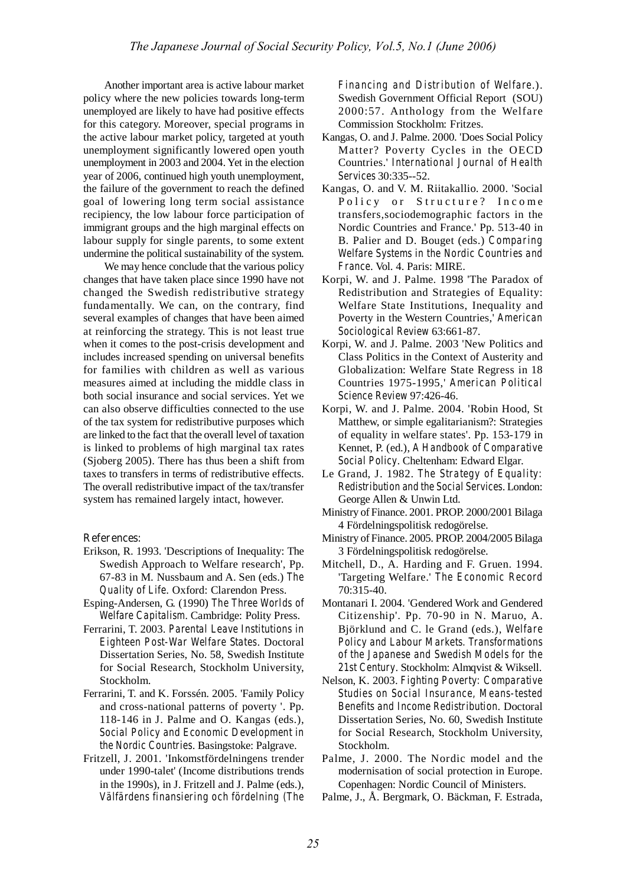Another important area is active labour market policy where the new policies towards long-term unemployed are likely to have had positive effects for this category. Moreover, special programs in the active labour market policy, targeted at youth unemployment significantly lowered open youth unemployment in 2003 and 2004. Yet in the election year of 2006, continued high youth unemployment, the failure of the government to reach the defined goal of lowering long term social assistance recipiency, the low labour force participation of immigrant groups and the high marginal effects on labour supply for single parents, to some extent undermine the political sustainability of the system.

We may hence conclude that the various policy changes that have taken place since 1990 have not changed the Swedish redistributive strategy fundamentally. We can, on the contrary, find several examples of changes that have been aimed at reinforcing the strategy. This is not least true when it comes to the post-crisis development and includes increased spending on universal benefits for families with children as well as various measures aimed at including the middle class in both social insurance and social services. Yet we can also observe difficulties connected to the use of the tax system for redistributive purposes which are linked to the fact that the overall level of taxation is linked to problems of high marginal tax rates (Sjoberg 2005). There has thus been a shift from taxes to transfers in terms of redistributive effects. The overall redistributive impact of the tax/transfer system has remained largely intact, however.

## References:

- Erikson, R. 1993. 'Descriptions of Inequality: The Swedish Approach to Welfare research', Pp. 67-83 in M. Nussbaum and A. Sen (eds.) *The Quality of Life*. Oxford: Clarendon Press.
- Esping-Andersen, G. (1990) *The Three Worlds of Welfare Capitalism*. Cambridge: Polity Press.
- Ferrarini, T. 2003. *Parental Leave Institutions in Eighteen Post-War Welfare States*. Doctoral Dissertation Series, No. 58, Swedish Institute for Social Research, Stockholm University, Stockholm.
- Ferrarini, T. and K. Forssén. 2005. 'Family Policy and cross-national patterns of poverty '. Pp. 118-146 in J. Palme and O. Kangas (eds.), *Social Policy and Economic Development in the Nordic Countries*. Basingstoke: Palgrave.
- Fritzell, J. 2001. 'Inkomstfördelningens trender under 1990-talet' (Income distributions trends in the 1990s), in J. Fritzell and J. Palme (eds.), *Välfärdens finansiering och fördelning (The Financing and Distribution of Welfare.)*. Swedish Government Official Report (SOU) 2000:57. Anthology from the Welfare Commission Stockholm: Fritzes.
- Kangas, O. and J. Palme. 2000. 'Does Social Policy Matter? Poverty Cycles in the OECD Countries.' *International Journal of Health Services* 30:335--52.
- Kangas, O. and V. M. Riitakallio. 2000. 'Social Policy or Structure? Income transfers,sociodemographic factors in the Nordic Countries and France.' Pp. 513-40 in B. Palier and D. Bouget (eds.) *Comparing Welfare Systems in the Nordic Countries and France*. Vol. 4. Paris: MIRE.
- Korpi, W. and J. Palme. 1998 'The Paradox of Redistribution and Strategies of Equality: Welfare State Institutions, Inequality and Poverty in the Western Countries,' *American Sociological Review* 63:661-87.
- Korpi, W. and J. Palme. 2003 'New Politics and Class Politics in the Context of Austerity and Globalization: Welfare State Regress in 18 Countries 1975-1995,' *American Political Science Review* 97:426-46.
- Korpi, W. and J. Palme. 2004. 'Robin Hood, St Matthew, or simple egalitarianism?: Strategies of equality in welfare states'. Pp. 153-179 in Kennet, P. (ed.), *A Handbook of Comparative Social Policy*. Cheltenham: Edward Elgar.
- Le Grand, J. 1982. *The Strategy of Equality: Redistribution and the Social Services*. London: George Allen & Unwin Ltd.
- Ministry of Finance. 2001. PROP. 2000/2001 Bilaga 4 Fördelningspolitisk redogörelse.
- Ministry of Finance. 2005. PROP. 2004/2005 Bilaga 3 Fördelningspolitisk redogörelse.
- Mitchell, D., A. Harding and F. Gruen. 1994. 'Targeting Welfare.' *The Economic Record* 70:315-40.
- Montanari I. 2004. 'Gendered Work and Gendered Citizenship'. Pp. 70-90 in N. Maruo, A. Björklund and C. le Grand (eds.), *Welfare Policy and Labour Markets. Transformations of the Japanese and Swedish Models for the 21st Century*. Stockholm: Almqvist & Wiksell.
- Nelson, K. 2003. *Fighting Poverty: Comparative Studies on Social Insurance, Means-tested Benefits and Income Redistribution*. Doctoral Dissertation Series, No. 60, Swedish Institute for Social Research, Stockholm University, Stockholm.
- Palme, J. 2000. The Nordic model and the modernisation of social protection in Europe. Copenhagen: Nordic Council of Ministers.
- Palme, J., Å. Bergmark, O. Bäckman, F. Estrada,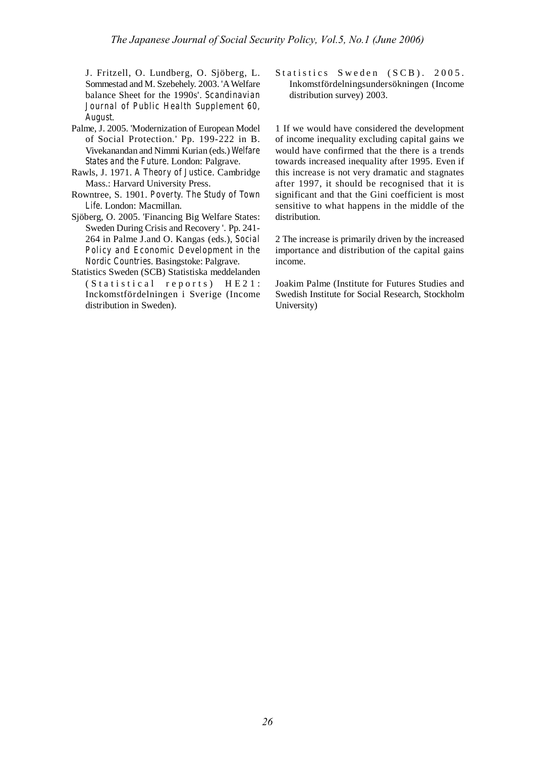J. Fritzell, O. Lundberg, O. Sjöberg, L. Sommestad and M. Szebehely. 2003. 'A Welfare balance Sheet for the 1990s'. *Scandinavian Journal of Public Health Supplement 60, August*.

Palme, J. 2005. 'Modernization of European Model of Social Protection.' Pp. 199-222 in B. Vivekanandan and Nimmi Kurian (eds.) *Welfare States and the Future*. London: Palgrave.

Rawls, J. 1971. *A Theory of Justice*. Cambridge Mass.: Harvard University Press.

Rowntree, S. 1901. *Poverty. The Study of Town Life*. London: Macmillan.

Sjöberg, O. 2005. 'Financing Big Welfare States: Sweden During Crisis and Recovery '. Pp. 241-264 in Palme J.and O. Kangas (eds.), *Social Policy and Economic Development in the Nordic Countries*. Basingstoke: Palgrave.

Statistics Sweden (SCB) Statistiska meddelanden (Statistical reports) HE21: Inckomstfördelningen i Sverige (Income distribution in Sweden).

Statistics Sweden (SCB). 2005. Inkomstfördelningsundersökningen (Income distribution survey) 2003.

1 If we would have considered the development of income inequality excluding capital gains we would have confirmed that the there is a trends towards increased inequality after 1995. Even if this increase is not very dramatic and stagnates after 1997, it should be recognised that it is significant and that the Gini coefficient is most sensitive to what happens in the middle of the distribution.

2 The increase is primarily driven by the increased importance and distribution of the capital gains income.

Joakim Palme (Institute for Futures Studies and Swedish Institute for Social Research, Stockholm University)